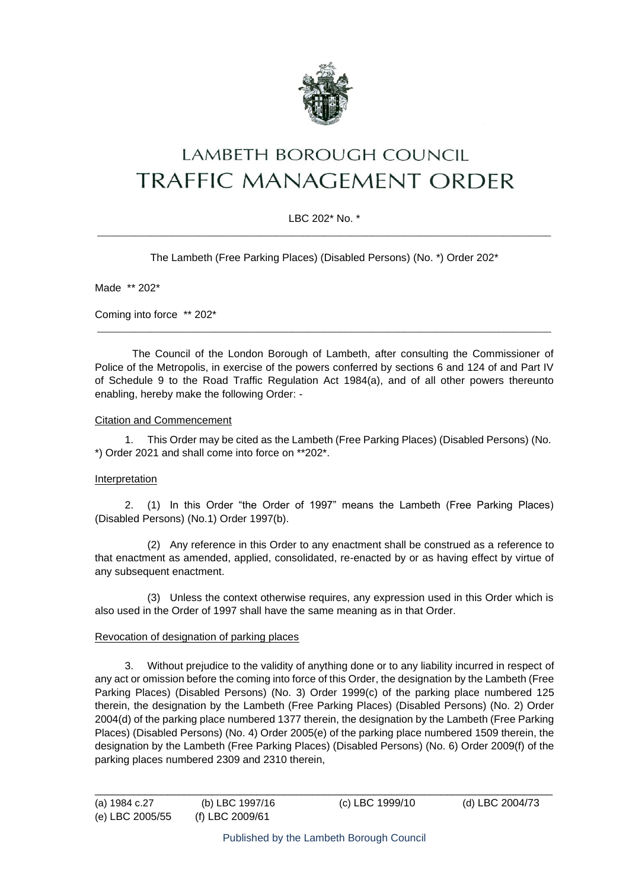# LAMBETH BOROUGH COUNCIL
# TRAFFIC MANAGEMENT ORDER

LBC 202* No. *

---

The Lambeth (Free Parking Places) (Disabled Persons) (No. *) Order 202*

Made ** 202*

Coming into force ** 202*

---

The Council of the London Borough of Lambeth, after consulting the Commissioner of Police of the Metropolis, in exercise of the powers conferred by sections 6 and 124 of and Part IV of Schedule 9 to the Road Traffic Regulation Act 1984(a), and of all other powers thereunto enabling, hereby make the following Order: -

Citation and Commencement

1. This Order may be cited as the Lambeth (Free Parking Places) (Disabled Persons) (No. *) Order 2021 and shall come into force on **202*.

Interpretation

2. (1) In this Order "the Order of 1997" means the Lambeth (Free Parking Places) (Disabled Persons) (No.1) Order 1997(b).

(2) Any reference in this Order to any enactment shall be construed as a reference to that enactment as amended, applied, consolidated, re-enacted by or as having effect by virtue of any subsequent enactment.

(3) Unless the context otherwise requires, any expression used in this Order which is also used in the Order of 1997 shall have the same meaning as in that Order.

Revocation of designation of parking places

3. Without prejudice to the validity of anything done or to any liability incurred in respect of any act or omission before the coming into force of this Order, the designation by the Lambeth (Free Parking Places) (Disabled Persons) (No. 3) Order 1999(c) of the parking place numbered 125 therein, the designation by the Lambeth (Free Parking Places) (Disabled Persons) (No. 2) Order 2004(d) of the parking place numbered 1377 therein, the designation by the Lambeth (Free Parking Places) (Disabled Persons) (No. 4) Order 2005(e) of the parking place numbered 1509 therein, the designation by the Lambeth (Free Parking Places) (Disabled Persons) (No. 6) Order 2009(f) of the parking places numbered 2309 and 2310 therein,

---

(a) 1984 c.27 (b) LBC 1997/16 (c) LBC 1999/10 (d) LBC 2004/73
(e) LBC 2005/55 (f) LBC 2009/61

Published by the Lambeth Borough Council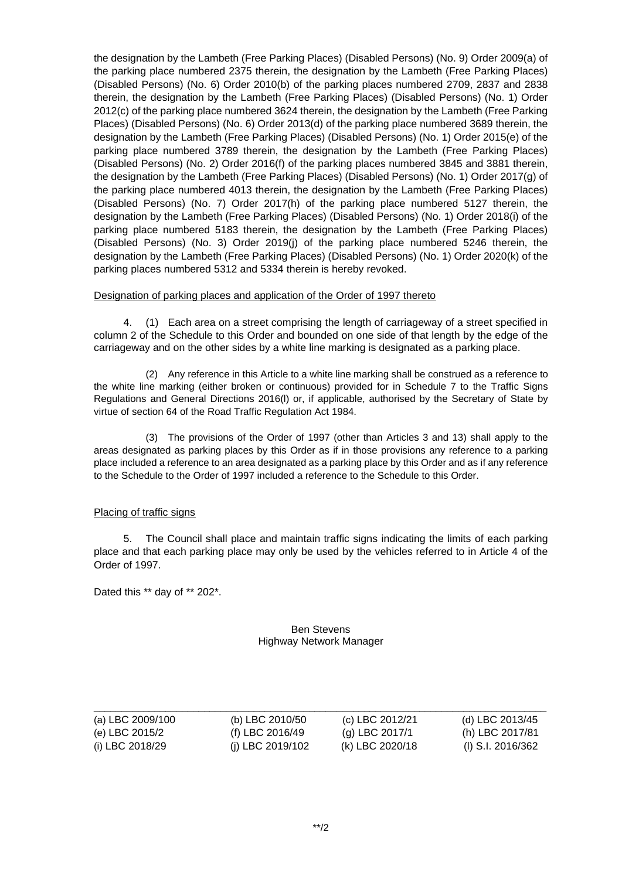the designation by the Lambeth (Free Parking Places) (Disabled Persons) (No. 9) Order 2009(a) of the parking place numbered 2375 therein, the designation by the Lambeth (Free Parking Places) (Disabled Persons) (No. 6) Order 2010(b) of the parking places numbered 2709, 2837 and 2838 therein, the designation by the Lambeth (Free Parking Places) (Disabled Persons) (No. 1) Order 2012(c) of the parking place numbered 3624 therein, the designation by the Lambeth (Free Parking Places) (Disabled Persons) (No. 6) Order 2013(d) of the parking place numbered 3689 therein, the designation by the Lambeth (Free Parking Places) (Disabled Persons) (No. 1) Order 2015(e) of the parking place numbered 3789 therein, the designation by the Lambeth (Free Parking Places) (Disabled Persons) (No. 2) Order 2016(f) of the parking places numbered 3845 and 3881 therein, the designation by the Lambeth (Free Parking Places) (Disabled Persons) (No. 1) Order 2017(g) of the parking place numbered 4013 therein, the designation by the Lambeth (Free Parking Places) (Disabled Persons) (No. 7) Order 2017(h) of the parking place numbered 5127 therein, the designation by the Lambeth (Free Parking Places) (Disabled Persons) (No. 1) Order 2018(i) of the parking place numbered 5183 therein, the designation by the Lambeth (Free Parking Places) (Disabled Persons) (No. 3) Order 2019(j) of the parking place numbered 5246 therein, the designation by the Lambeth (Free Parking Places) (Disabled Persons) (No. 1) Order 2020(k) of the parking places numbered 5312 and 5334 therein is hereby revoked.

Designation of parking places and application of the Order of 1997 thereto

4. (1) Each area on a street comprising the length of carriageway of a street specified in column 2 of the Schedule to this Order and bounded on one side of that length by the edge of the carriageway and on the other sides by a white line marking is designated as a parking place.

(2) Any reference in this Article to a white line marking shall be construed as a reference to the white line marking (either broken or continuous) provided for in Schedule 7 to the Traffic Signs Regulations and General Directions 2016(l) or, if applicable, authorised by the Secretary of State by virtue of section 64 of the Road Traffic Regulation Act 1984.

(3) The provisions of the Order of 1997 (other than Articles 3 and 13) shall apply to the areas designated as parking places by this Order as if in those provisions any reference to a parking place included a reference to an area designated as a parking place by this Order and as if any reference to the Schedule to the Order of 1997 included a reference to the Schedule to this Order.

Placing of traffic signs

5. The Council shall place and maintain traffic signs indicating the limits of each parking place and that each parking place may only be used by the vehicles referred to in Article 4 of the Order of 1997.

Dated this ** day of ** 202*.

Ben Stevens
Highway Network Manager

---

(a) LBC 2009/100 (b) LBC 2010/50 (c) LBC 2012/21 (d) LBC 2013/45
(e) LBC 2015/2 (f) LBC 2016/49 (g) LBC 2017/1 (h) LBC 2017/81
(i) LBC 2018/29 (j) LBC 2019/102 (k) LBC 2020/18 (l) S.I. 2016/362

**/2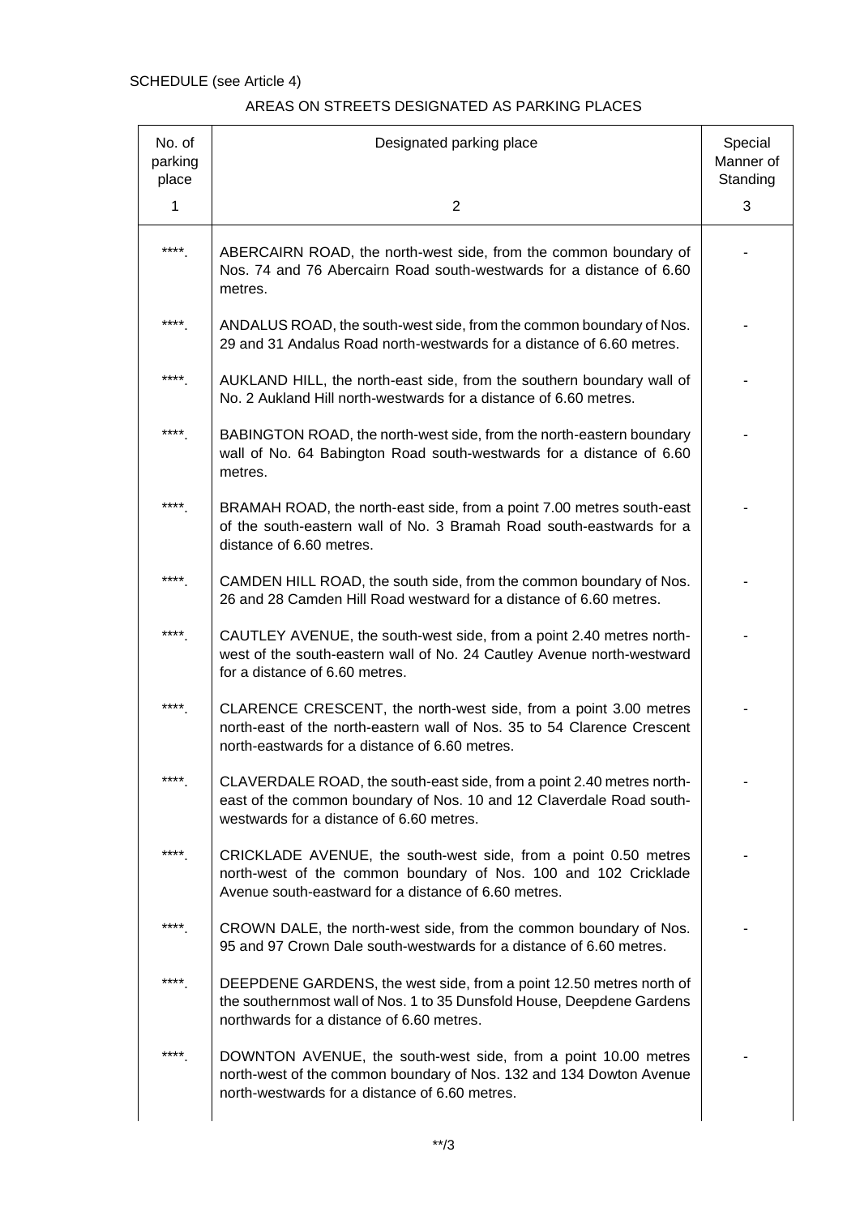SCHEDULE (see Article 4)

AREAS ON STREETS DESIGNATED AS PARKING PLACES

| No. of parking place | Designated parking place | Special Manner of Standing |
|---|---|---|
| 1 | 2 | 3 |
| ****. | ABERCAIRN ROAD, the north-west side, from the common boundary of Nos. 74 and 76 Abercairn Road south-westwards for a distance of 6.60 metres. | - |
| ****. | ANDALUS ROAD, the south-west side, from the common boundary of Nos. 29 and 31 Andalus Road north-westwards for a distance of 6.60 metres. | - |
| ****. | AUKLAND HILL, the north-east side, from the southern boundary wall of No. 2 Aukland Hill north-westwards for a distance of 6.60 metres. | - |
| ****. | BABINGTON ROAD, the north-west side, from the north-eastern boundary wall of No. 64 Babington Road south-westwards for a distance of 6.60 metres. | - |
| ****. | BRAMAH ROAD, the north-east side, from a point 7.00 metres south-east of the south-eastern wall of No. 3 Bramah Road south-eastwards for a distance of 6.60 metres. | - |
| ****. | CAMDEN HILL ROAD, the south side, from the common boundary of Nos. 26 and 28 Camden Hill Road westward for a distance of 6.60 metres. | - |
| ****. | CAUTLEY AVENUE, the south-west side, from a point 2.40 metres north-west of the south-eastern wall of No. 24 Cautley Avenue north-westward for a distance of 6.60 metres. | - |
| ****. | CLARENCE CRESCENT, the north-west side, from a point 3.00 metres north-east of the north-eastern wall of Nos. 35 to 54 Clarence Crescent north-eastwards for a distance of 6.60 metres. | - |
| ****. | CLAVERDALE ROAD, the south-east side, from a point 2.40 metres north-east of the common boundary of Nos. 10 and 12 Claverdale Road south-westwards for a distance of 6.60 metres. | - |
| ****. | CRICKLADE AVENUE, the south-west side, from a point 0.50 metres north-west of the common boundary of Nos. 100 and 102 Cricklade Avenue south-eastward for a distance of 6.60 metres. | - |
| ****. | CROWN DALE, the north-west side, from the common boundary of Nos. 95 and 97 Crown Dale south-westwards for a distance of 6.60 metres. | - |
| ****. | DEEPDENE GARDENS, the west side, from a point 12.50 metres north of the southernmost wall of Nos. 1 to 35 Dunsfold House, Deepdene Gardens northwards for a distance of 6.60 metres. | |
| ****. | DOWNTON AVENUE, the south-west side, from a point 10.00 metres north-west of the common boundary of Nos. 132 and 134 Dowton Avenue north-westwards for a distance of 6.60 metres. | - |

**/3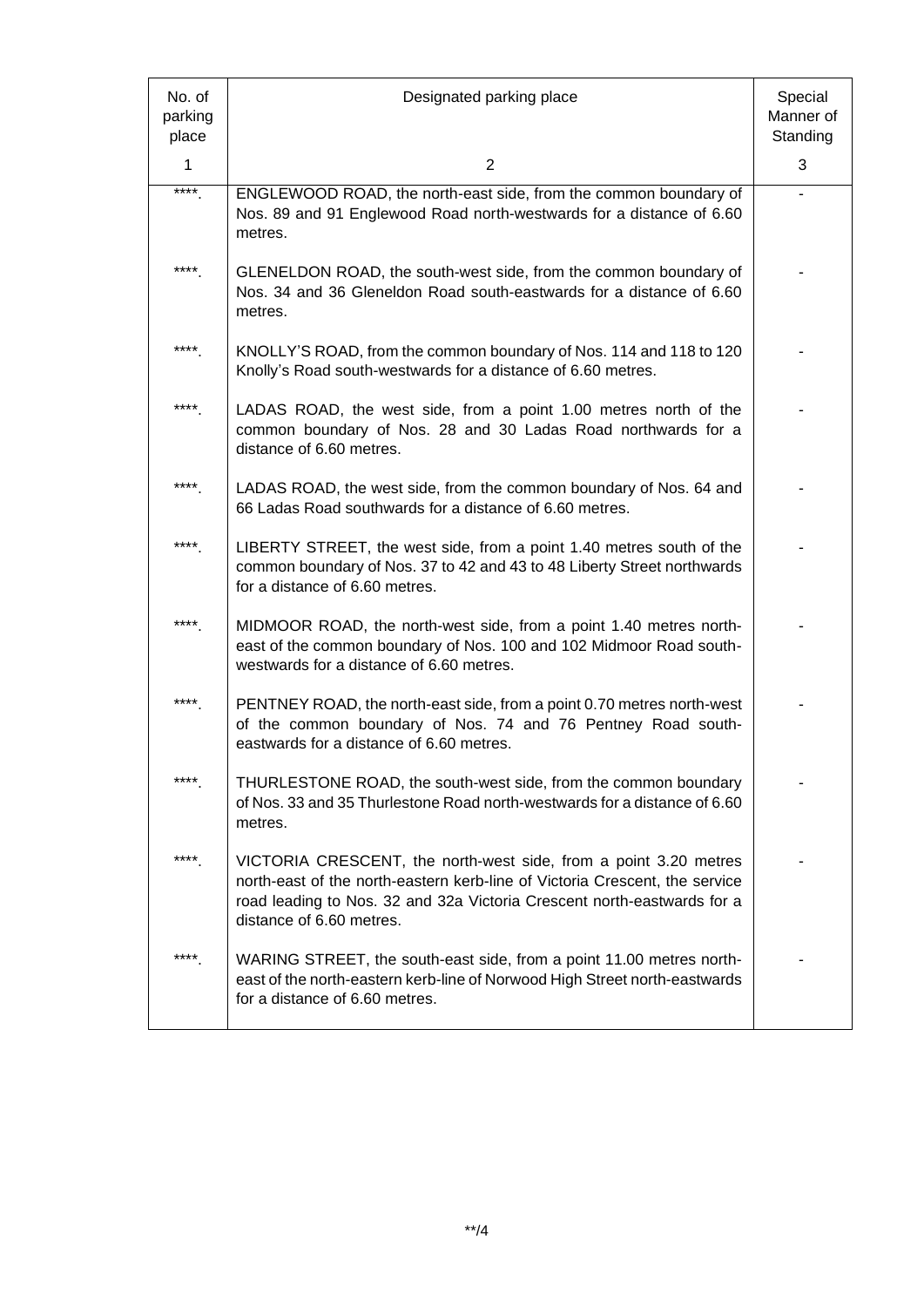| No. of parking place | Designated parking place | Special Manner of Standing |
|---|---|---|
| 1 | 2 | 3 |
| ****. | ENGLEWOOD ROAD, the north-east side, from the common boundary of Nos. 89 and 91 Englewood Road north-westwards for a distance of 6.60 metres. | - |
| ****. | GLENELDON ROAD, the south-west side, from the common boundary of Nos. 34 and 36 Gleneldon Road south-eastwards for a distance of 6.60 metres. | - |
| ****. | KNOLLY'S ROAD, from the common boundary of Nos. 114 and 118 to 120 Knolly's Road south-westwards for a distance of 6.60 metres. | - |
| ****. | LADAS ROAD, the west side, from a point 1.00 metres north of the common boundary of Nos. 28 and 30 Ladas Road northwards for a distance of 6.60 metres. | - |
| ****. | LADAS ROAD, the west side, from the common boundary of Nos. 64 and 66 Ladas Road southwards for a distance of 6.60 metres. | - |
| ****. | LIBERTY STREET, the west side, from a point 1.40 metres south of the common boundary of Nos. 37 to 42 and 43 to 48 Liberty Street northwards for a distance of 6.60 metres. | - |
| ****. | MIDMOOR ROAD, the north-west side, from a point 1.40 metres north-east of the common boundary of Nos. 100 and 102 Midmoor Road south-westwards for a distance of 6.60 metres. | - |
| ****. | PENTNEY ROAD, the north-east side, from a point 0.70 metres north-west of the common boundary of Nos. 74 and 76 Pentney Road south-eastwards for a distance of 6.60 metres. | - |
| ****. | THURLESTONE ROAD, the south-west side, from the common boundary of Nos. 33 and 35 Thurlestone Road north-westwards for a distance of 6.60 metres. | - |
| ****. | VICTORIA CRESCENT, the north-west side, from a point 3.20 metres north-east of the north-eastern kerb-line of Victoria Crescent, the service road leading to Nos. 32 and 32a Victoria Crescent north-eastwards for a distance of 6.60 metres. | - |
| ****. | WARING STREET, the south-east side, from a point 11.00 metres north-east of the north-eastern kerb-line of Norwood High Street north-eastwards for a distance of 6.60 metres. | - |